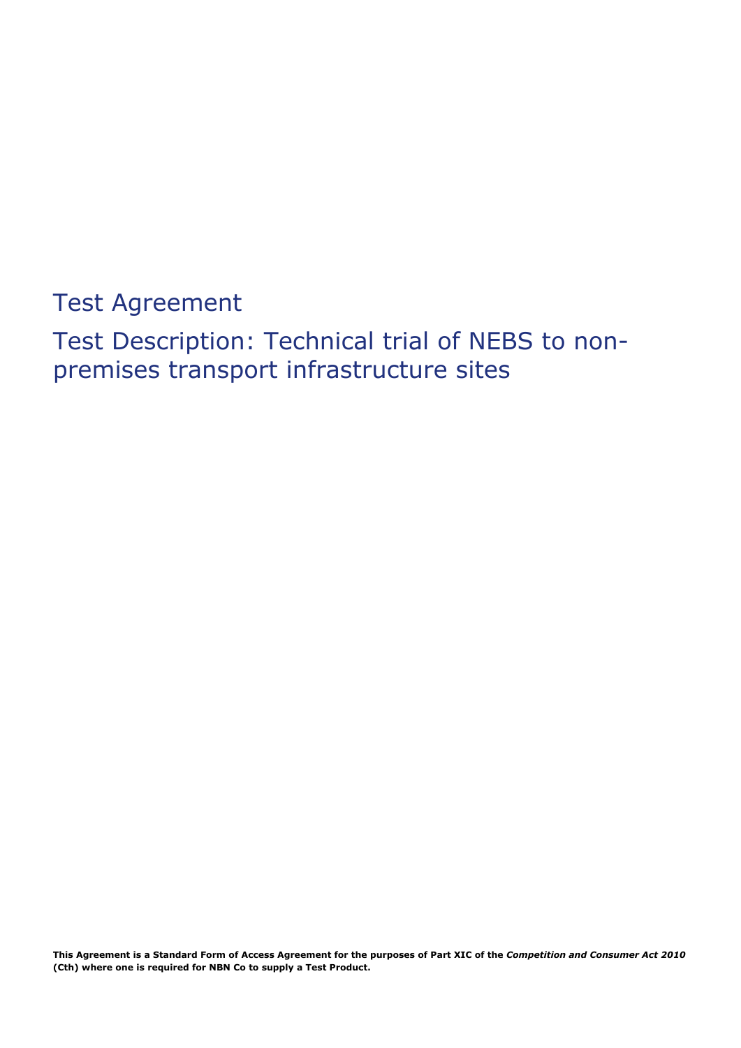# Test Agreement

## Test Description: Technical trial of NEBS to non-premises transport infrastructure sites

**This Agreement is a Standard Form of Access Agreement for the purposes of Part XIC of the *Competition and Consumer Act 2010* (Cth) where one is required for NBN Co to supply a Test Product.**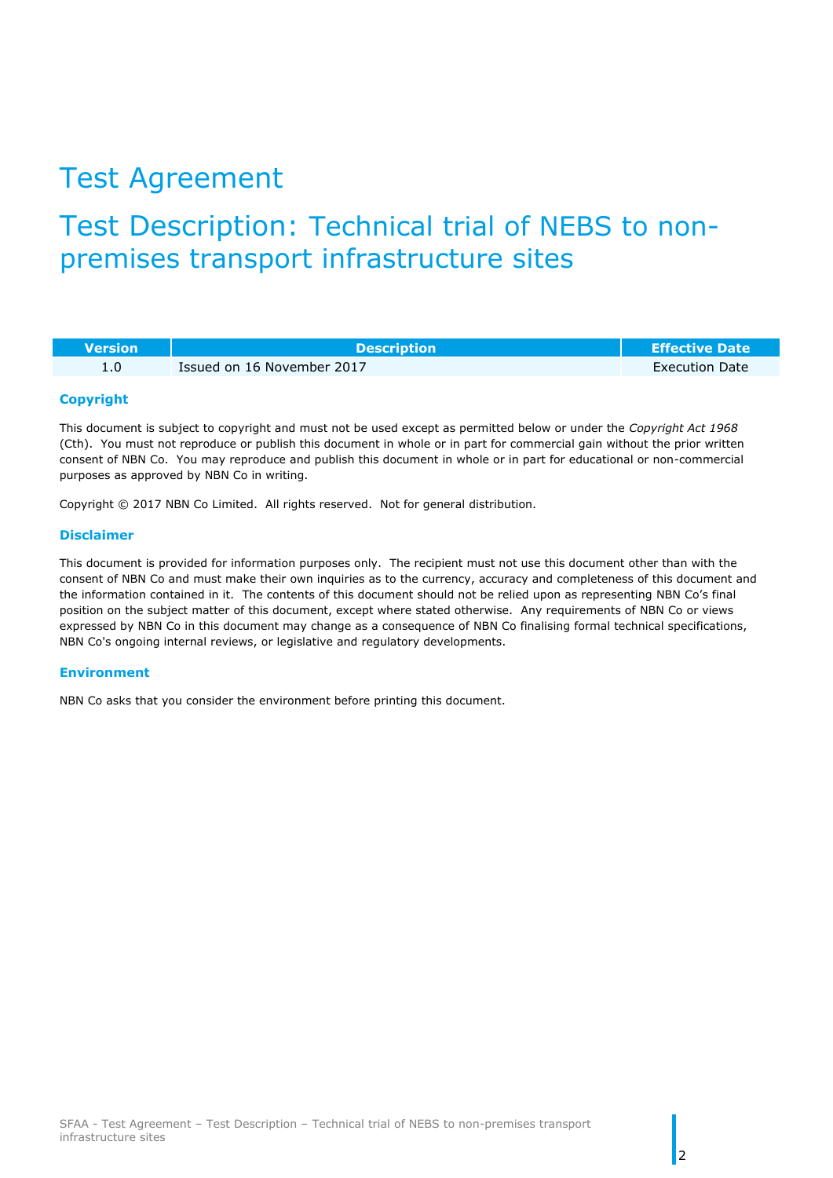# Test Agreement

## Test Description: Technical trial of NEBS to non-premises transport infrastructure sites

| Version | Description | Effective Date |
|---|---|---|
| 1.0 | Issued on 16 November 2017 | Execution Date |

### Copyright

This document is subject to copyright and must not be used except as permitted below or under the *Copyright Act 1968* (Cth). You must not reproduce or publish this document in whole or in part for commercial gain without the prior written consent of NBN Co. You may reproduce and publish this document in whole or in part for educational or non-commercial purposes as approved by NBN Co in writing.

Copyright © 2017 NBN Co Limited. All rights reserved. Not for general distribution.

### Disclaimer

This document is provided for information purposes only. The recipient must not use this document other than with the consent of NBN Co and must make their own inquiries as to the currency, accuracy and completeness of this document and the information contained in it. The contents of this document should not be relied upon as representing NBN Co's final position on the subject matter of this document, except where stated otherwise. Any requirements of NBN Co or views expressed by NBN Co in this document may change as a consequence of NBN Co finalising formal technical specifications, NBN Co's ongoing internal reviews, or legislative and regulatory developments.

### Environment

NBN Co asks that you consider the environment before printing this document.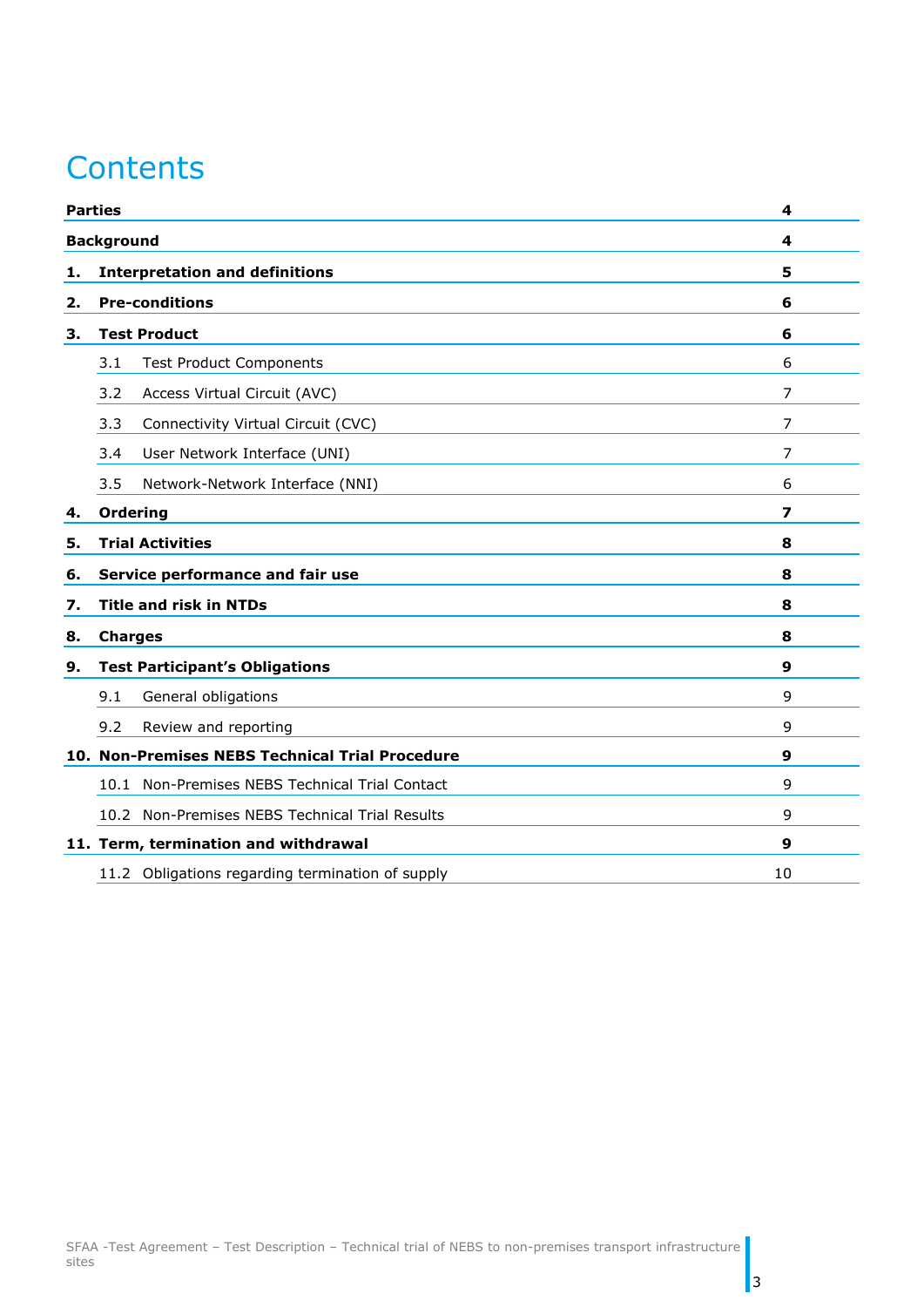# Contents

| | | |
|---|---|---|
| **Parties** | | **4** |
| **Background** | | **4** |
| **1.** | **Interpretation and definitions** | **5** |
| **2.** | **Pre-conditions** | **6** |
| **3.** | **Test Product** | **6** |
| 3.1 | Test Product Components | 6 |
| 3.2 | Access Virtual Circuit (AVC) | 7 |
| 3.3 | Connectivity Virtual Circuit (CVC) | 7 |
| 3.4 | User Network Interface (UNI) | 7 |
| 3.5 | Network-Network Interface (NNI) | 6 |
| **4.** | **Ordering** | **7** |
| **5.** | **Trial Activities** | **8** |
| **6.** | **Service performance and fair use** | **8** |
| **7.** | **Title and risk in NTDs** | **8** |
| **8.** | **Charges** | **8** |
| **9.** | **Test Participant's Obligations** | **9** |
| 9.1 | General obligations | 9 |
| 9.2 | Review and reporting | 9 |
| **10.** | **Non-Premises NEBS Technical Trial Procedure** | **9** |
| 10.1 | Non-Premises NEBS Technical Trial Contact | 9 |
| 10.2 | Non-Premises NEBS Technical Trial Results | 9 |
| **11.** | **Term, termination and withdrawal** | **9** |
| 11.2 | Obligations regarding termination of supply | 10 |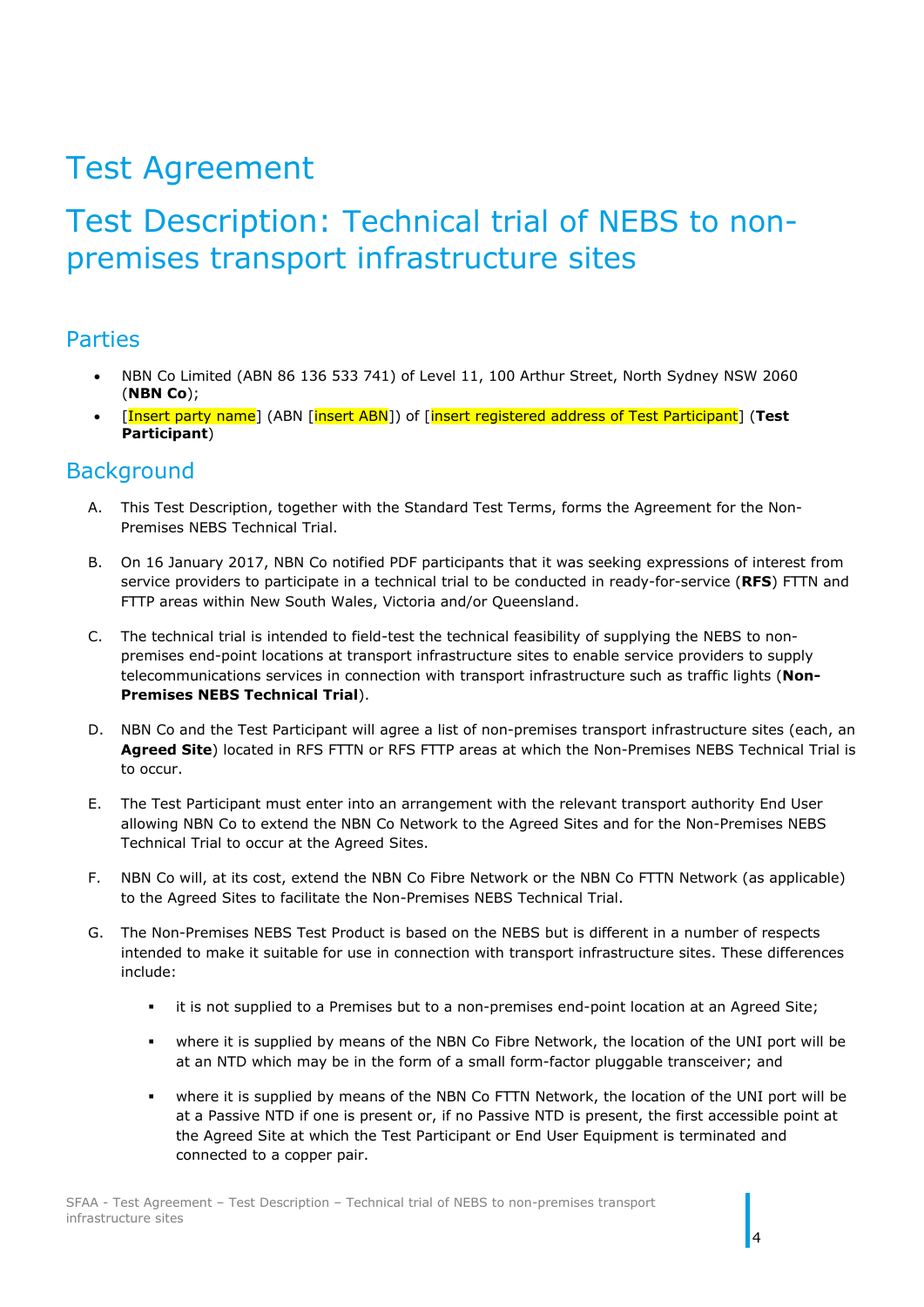# Test Agreement

# Test Description: Technical trial of NEBS to non-premises transport infrastructure sites

## Parties

- NBN Co Limited (ABN 86 136 533 741) of Level 11, 100 Arthur Street, North Sydney NSW 2060 (**NBN Co**);
- [Insert party name] (ABN [insert ABN]) of [insert registered address of Test Participant] (**Test Participant**)

## Background

A. This Test Description, together with the Standard Test Terms, forms the Agreement for the Non-Premises NEBS Technical Trial.

B. On 16 January 2017, NBN Co notified PDF participants that it was seeking expressions of interest from service providers to participate in a technical trial to be conducted in ready-for-service (**RFS**) FTTN and FTTP areas within New South Wales, Victoria and/or Queensland.

C. The technical trial is intended to field-test the technical feasibility of supplying the NEBS to non-premises end-point locations at transport infrastructure sites to enable service providers to supply telecommunications services in connection with transport infrastructure such as traffic lights (**Non-Premises NEBS Technical Trial**).

D. NBN Co and the Test Participant will agree a list of non-premises transport infrastructure sites (each, an **Agreed Site**) located in RFS FTTN or RFS FTTP areas at which the Non-Premises NEBS Technical Trial is to occur.

E. The Test Participant must enter into an arrangement with the relevant transport authority End User allowing NBN Co to extend the NBN Co Network to the Agreed Sites and for the Non-Premises NEBS Technical Trial to occur at the Agreed Sites.

F. NBN Co will, at its cost, extend the NBN Co Fibre Network or the NBN Co FTTN Network (as applicable) to the Agreed Sites to facilitate the Non-Premises NEBS Technical Trial.

G. The Non-Premises NEBS Test Product is based on the NEBS but is different in a number of respects intended to make it suitable for use in connection with transport infrastructure sites. These differences include:

   - it is not supplied to a Premises but to a non-premises end-point location at an Agreed Site;
   - where it is supplied by means of the NBN Co Fibre Network, the location of the UNI port will be at an NTD which may be in the form of a small form-factor pluggable transceiver; and
   - where it is supplied by means of the NBN Co FTTN Network, the location of the UNI port will be at a Passive NTD if one is present or, if no Passive NTD is present, the first accessible point at the Agreed Site at which the Test Participant or End User Equipment is terminated and connected to a copper pair.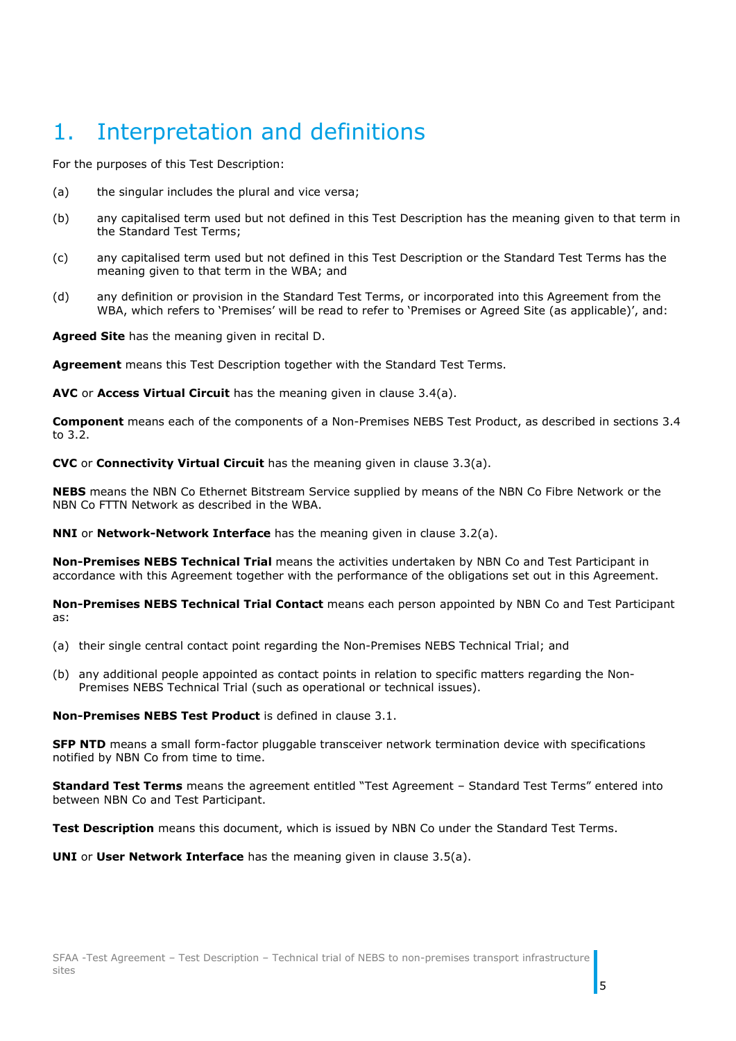# 1. Interpretation and definitions

For the purposes of this Test Description:

(a) the singular includes the plural and vice versa;

(b) any capitalised term used but not defined in this Test Description has the meaning given to that term in the Standard Test Terms;

(c) any capitalised term used but not defined in this Test Description or the Standard Test Terms has the meaning given to that term in the WBA; and

(d) any definition or provision in the Standard Test Terms, or incorporated into this Agreement from the WBA, which refers to 'Premises' will be read to refer to 'Premises or Agreed Site (as applicable)', and:

**Agreed Site** has the meaning given in recital D.

**Agreement** means this Test Description together with the Standard Test Terms.

**AVC** or **Access Virtual Circuit** has the meaning given in clause 3.4(a).

**Component** means each of the components of a Non-Premises NEBS Test Product, as described in sections 3.4 to 3.2.

**CVC** or **Connectivity Virtual Circuit** has the meaning given in clause 3.3(a).

**NEBS** means the NBN Co Ethernet Bitstream Service supplied by means of the NBN Co Fibre Network or the NBN Co FTTN Network as described in the WBA.

**NNI** or **Network-Network Interface** has the meaning given in clause 3.2(a).

**Non-Premises NEBS Technical Trial** means the activities undertaken by NBN Co and Test Participant in accordance with this Agreement together with the performance of the obligations set out in this Agreement.

**Non-Premises NEBS Technical Trial Contact** means each person appointed by NBN Co and Test Participant as:

(a) their single central contact point regarding the Non-Premises NEBS Technical Trial; and

(b) any additional people appointed as contact points in relation to specific matters regarding the Non-Premises NEBS Technical Trial (such as operational or technical issues).

**Non-Premises NEBS Test Product** is defined in clause 3.1.

**SFP NTD** means a small form-factor pluggable transceiver network termination device with specifications notified by NBN Co from time to time.

**Standard Test Terms** means the agreement entitled "Test Agreement – Standard Test Terms" entered into between NBN Co and Test Participant.

**Test Description** means this document, which is issued by NBN Co under the Standard Test Terms.

**UNI** or **User Network Interface** has the meaning given in clause 3.5(a).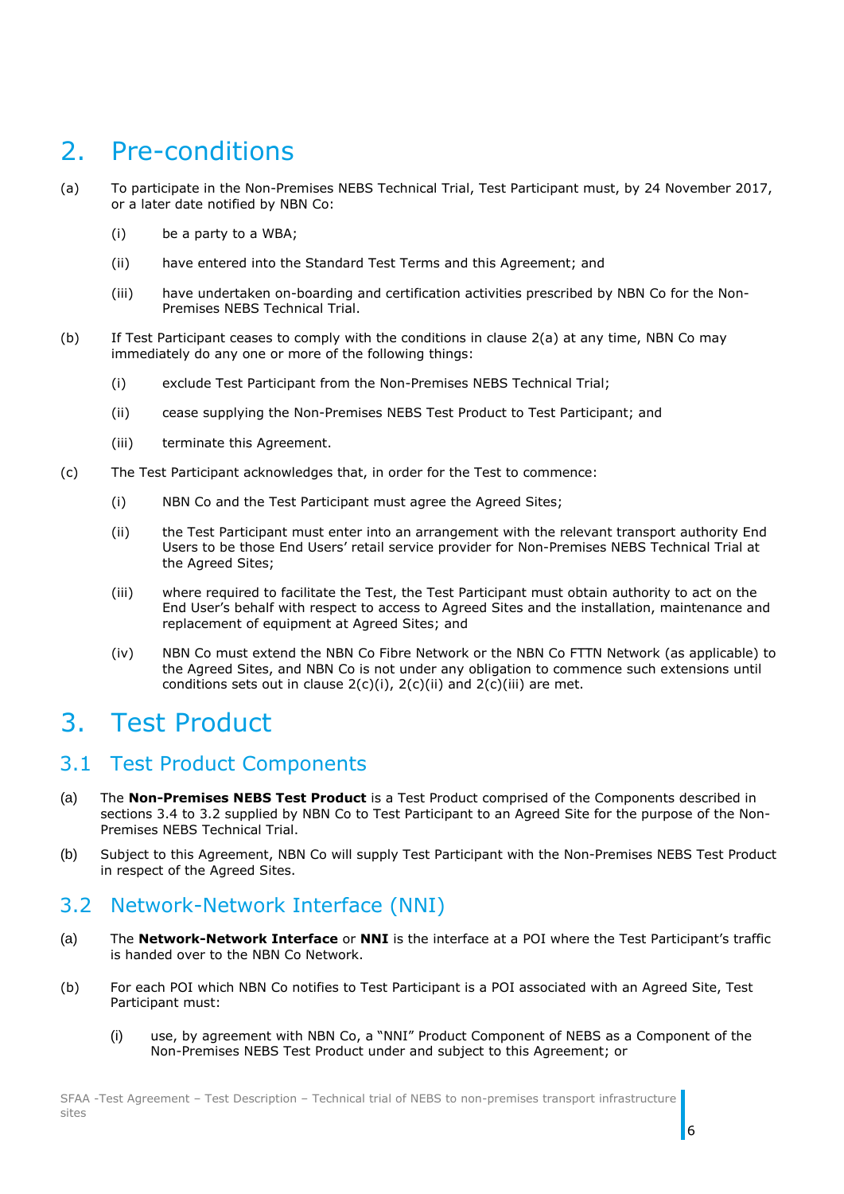# 2. Pre-conditions

(a) To participate in the Non-Premises NEBS Technical Trial, Test Participant must, by 24 November 2017, or a later date notified by NBN Co:

  (i) be a party to a WBA;

  (ii) have entered into the Standard Test Terms and this Agreement; and

  (iii) have undertaken on-boarding and certification activities prescribed by NBN Co for the Non-Premises NEBS Technical Trial.

(b) If Test Participant ceases to comply with the conditions in clause 2(a) at any time, NBN Co may immediately do any one or more of the following things:

  (i) exclude Test Participant from the Non-Premises NEBS Technical Trial;

  (ii) cease supplying the Non-Premises NEBS Test Product to Test Participant; and

  (iii) terminate this Agreement.

(c) The Test Participant acknowledges that, in order for the Test to commence:

  (i) NBN Co and the Test Participant must agree the Agreed Sites;

  (ii) the Test Participant must enter into an arrangement with the relevant transport authority End Users to be those End Users' retail service provider for Non-Premises NEBS Technical Trial at the Agreed Sites;

  (iii) where required to facilitate the Test, the Test Participant must obtain authority to act on the End User's behalf with respect to access to Agreed Sites and the installation, maintenance and replacement of equipment at Agreed Sites; and

  (iv) NBN Co must extend the NBN Co Fibre Network or the NBN Co FTTN Network (as applicable) to the Agreed Sites, and NBN Co is not under any obligation to commence such extensions until conditions sets out in clause 2(c)(i), 2(c)(ii) and 2(c)(iii) are met.

# 3. Test Product

## 3.1 Test Product Components

(a) The **Non-Premises NEBS Test Product** is a Test Product comprised of the Components described in sections 3.4 to 3.2 supplied by NBN Co to Test Participant to an Agreed Site for the purpose of the Non-Premises NEBS Technical Trial.

(b) Subject to this Agreement, NBN Co will supply Test Participant with the Non-Premises NEBS Test Product in respect of the Agreed Sites.

## 3.2 Network-Network Interface (NNI)

(a) The **Network-Network Interface** or **NNI** is the interface at a POI where the Test Participant's traffic is handed over to the NBN Co Network.

(b) For each POI which NBN Co notifies to Test Participant is a POI associated with an Agreed Site, Test Participant must:

  (i) use, by agreement with NBN Co, a "NNI" Product Component of NEBS as a Component of the Non-Premises NEBS Test Product under and subject to this Agreement; or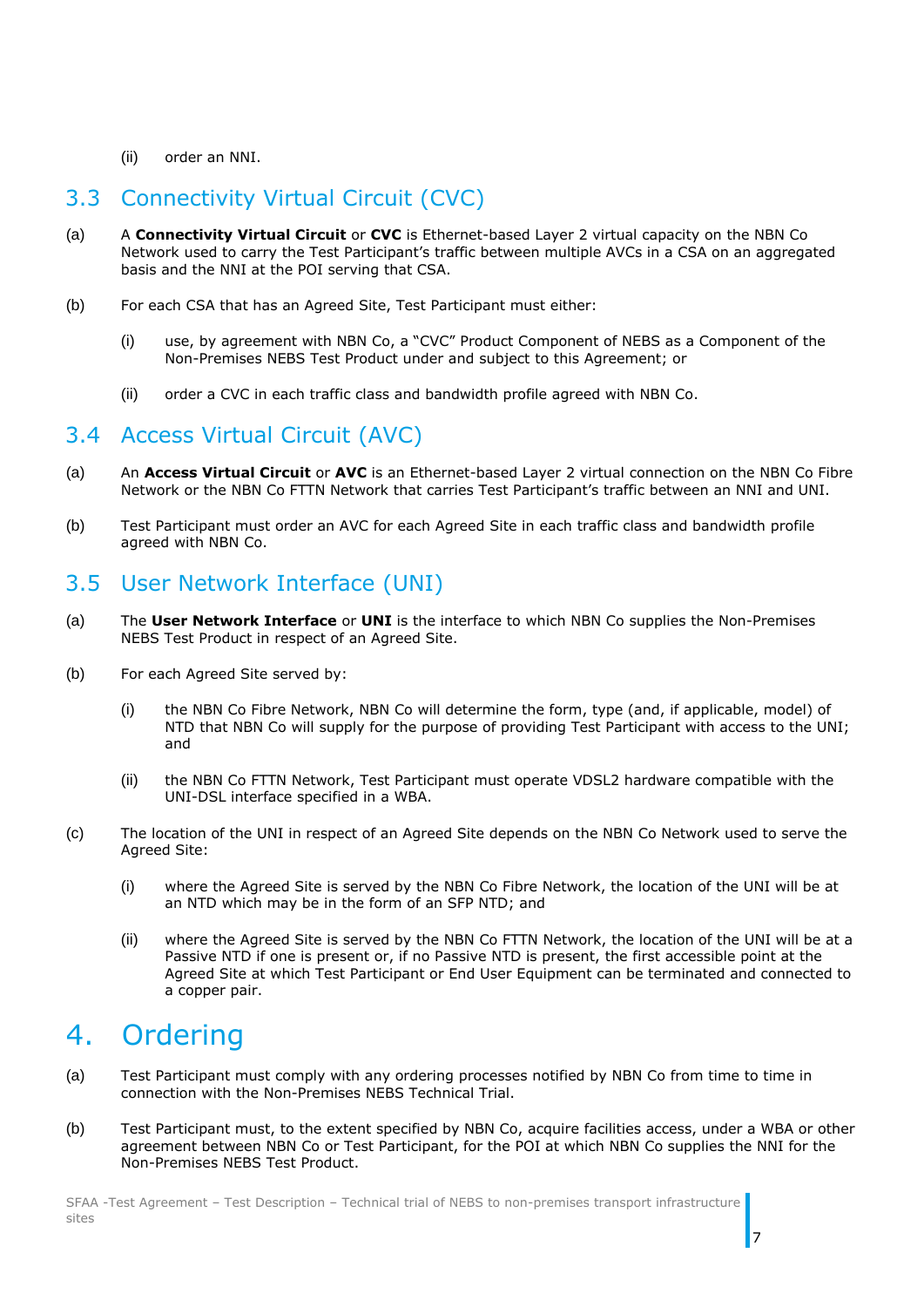(ii) order an NNI.

## 3.3 Connectivity Virtual Circuit (CVC)

(a) A **Connectivity Virtual Circuit** or **CVC** is Ethernet-based Layer 2 virtual capacity on the NBN Co Network used to carry the Test Participant's traffic between multiple AVCs in a CSA on an aggregated basis and the NNI at the POI serving that CSA.

(b) For each CSA that has an Agreed Site, Test Participant must either:

(i) use, by agreement with NBN Co, a "CVC" Product Component of NEBS as a Component of the Non-Premises NEBS Test Product under and subject to this Agreement; or

(ii) order a CVC in each traffic class and bandwidth profile agreed with NBN Co.

## 3.4 Access Virtual Circuit (AVC)

(a) An **Access Virtual Circuit** or **AVC** is an Ethernet-based Layer 2 virtual connection on the NBN Co Fibre Network or the NBN Co FTTN Network that carries Test Participant's traffic between an NNI and UNI.

(b) Test Participant must order an AVC for each Agreed Site in each traffic class and bandwidth profile agreed with NBN Co.

## 3.5 User Network Interface (UNI)

(a) The **User Network Interface** or **UNI** is the interface to which NBN Co supplies the Non-Premises NEBS Test Product in respect of an Agreed Site.

(b) For each Agreed Site served by:

(i) the NBN Co Fibre Network, NBN Co will determine the form, type (and, if applicable, model) of NTD that NBN Co will supply for the purpose of providing Test Participant with access to the UNI; and

(ii) the NBN Co FTTN Network, Test Participant must operate VDSL2 hardware compatible with the UNI-DSL interface specified in a WBA.

(c) The location of the UNI in respect of an Agreed Site depends on the NBN Co Network used to serve the Agreed Site:

(i) where the Agreed Site is served by the NBN Co Fibre Network, the location of the UNI will be at an NTD which may be in the form of an SFP NTD; and

(ii) where the Agreed Site is served by the NBN Co FTTN Network, the location of the UNI will be at a Passive NTD if one is present or, if no Passive NTD is present, the first accessible point at the Agreed Site at which Test Participant or End User Equipment can be terminated and connected to a copper pair.

# 4. Ordering

(a) Test Participant must comply with any ordering processes notified by NBN Co from time to time in connection with the Non-Premises NEBS Technical Trial.

(b) Test Participant must, to the extent specified by NBN Co, acquire facilities access, under a WBA or other agreement between NBN Co or Test Participant, for the POI at which NBN Co supplies the NNI for the Non-Premises NEBS Test Product.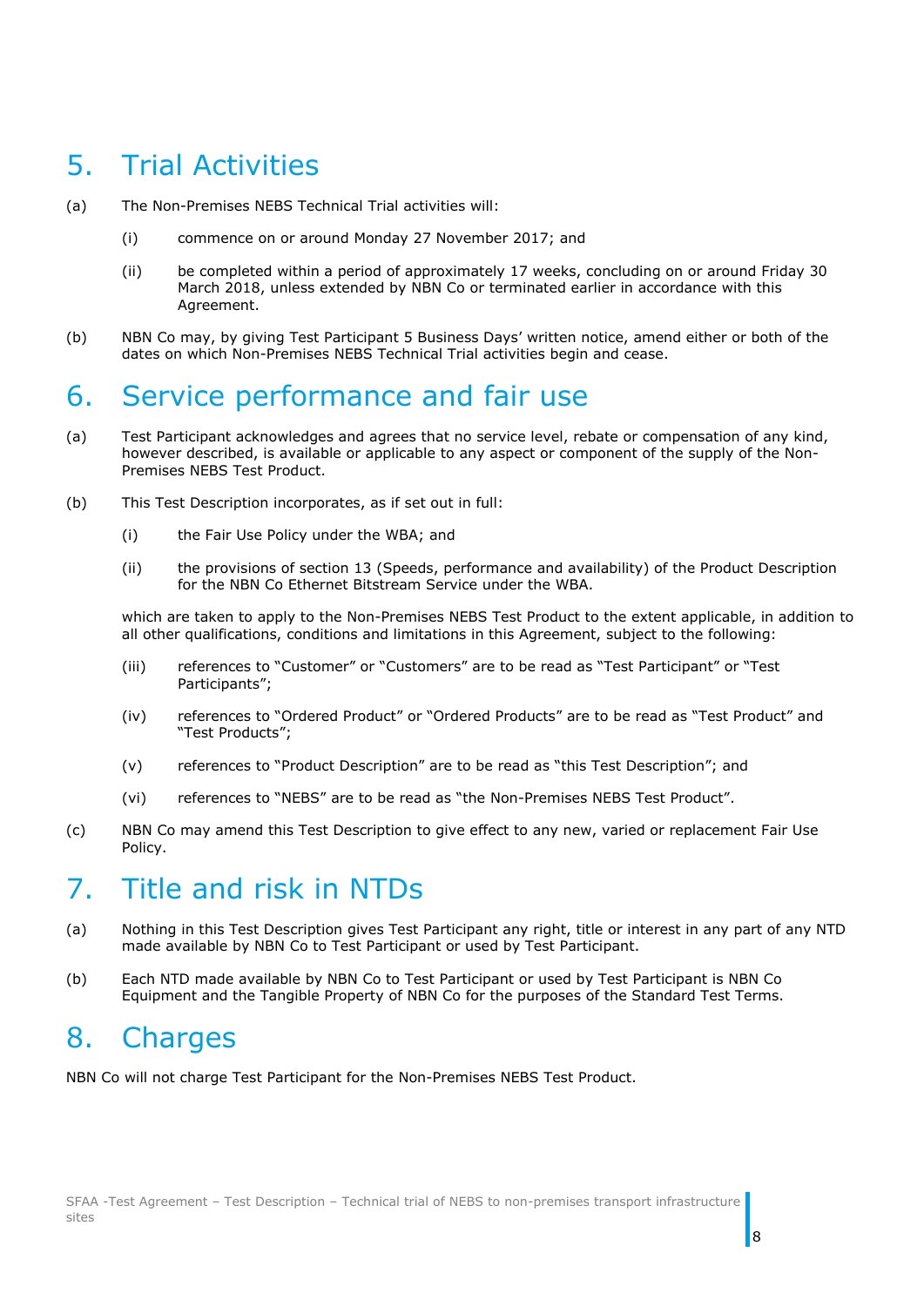# 5. Trial Activities

(a) The Non-Premises NEBS Technical Trial activities will:

  (i) commence on or around Monday 27 November 2017; and

  (ii) be completed within a period of approximately 17 weeks, concluding on or around Friday 30 March 2018, unless extended by NBN Co or terminated earlier in accordance with this Agreement.

(b) NBN Co may, by giving Test Participant 5 Business Days' written notice, amend either or both of the dates on which Non-Premises NEBS Technical Trial activities begin and cease.

# 6. Service performance and fair use

(a) Test Participant acknowledges and agrees that no service level, rebate or compensation of any kind, however described, is available or applicable to any aspect or component of the supply of the Non-Premises NEBS Test Product.

(b) This Test Description incorporates, as if set out in full:

  (i) the Fair Use Policy under the WBA; and

  (ii) the provisions of section 13 (Speeds, performance and availability) of the Product Description for the NBN Co Ethernet Bitstream Service under the WBA.

  which are taken to apply to the Non-Premises NEBS Test Product to the extent applicable, in addition to all other qualifications, conditions and limitations in this Agreement, subject to the following:

  (iii) references to "Customer" or "Customers" are to be read as "Test Participant" or "Test Participants";

  (iv) references to "Ordered Product" or "Ordered Products" are to be read as "Test Product" and "Test Products";

  (v) references to "Product Description" are to be read as "this Test Description"; and

  (vi) references to "NEBS" are to be read as "the Non-Premises NEBS Test Product".

(c) NBN Co may amend this Test Description to give effect to any new, varied or replacement Fair Use Policy.

# 7. Title and risk in NTDs

(a) Nothing in this Test Description gives Test Participant any right, title or interest in any part of any NTD made available by NBN Co to Test Participant or used by Test Participant.

(b) Each NTD made available by NBN Co to Test Participant or used by Test Participant is NBN Co Equipment and the Tangible Property of NBN Co for the purposes of the Standard Test Terms.

# 8. Charges

NBN Co will not charge Test Participant for the Non-Premises NEBS Test Product.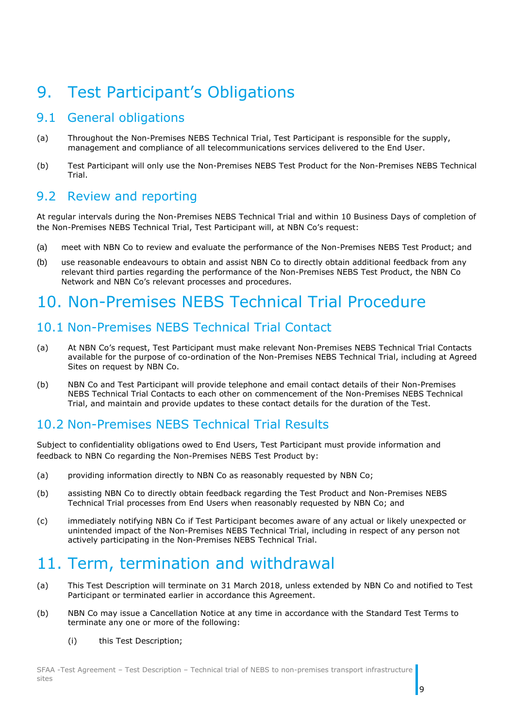# 9. Test Participant's Obligations

## 9.1 General obligations

(a) Throughout the Non-Premises NEBS Technical Trial, Test Participant is responsible for the supply, management and compliance of all telecommunications services delivered to the End User.

(b) Test Participant will only use the Non-Premises NEBS Test Product for the Non-Premises NEBS Technical Trial.

## 9.2 Review and reporting

At regular intervals during the Non-Premises NEBS Technical Trial and within 10 Business Days of completion of the Non-Premises NEBS Technical Trial, Test Participant will, at NBN Co's request:

(a) meet with NBN Co to review and evaluate the performance of the Non-Premises NEBS Test Product; and

(b) use reasonable endeavours to obtain and assist NBN Co to directly obtain additional feedback from any relevant third parties regarding the performance of the Non-Premises NEBS Test Product, the NBN Co Network and NBN Co's relevant processes and procedures.

# 10. Non-Premises NEBS Technical Trial Procedure

## 10.1 Non-Premises NEBS Technical Trial Contact

(a) At NBN Co's request, Test Participant must make relevant Non-Premises NEBS Technical Trial Contacts available for the purpose of co-ordination of the Non-Premises NEBS Technical Trial, including at Agreed Sites on request by NBN Co.

(b) NBN Co and Test Participant will provide telephone and email contact details of their Non-Premises NEBS Technical Trial Contacts to each other on commencement of the Non-Premises NEBS Technical Trial, and maintain and provide updates to these contact details for the duration of the Test.

## 10.2 Non-Premises NEBS Technical Trial Results

Subject to confidentiality obligations owed to End Users, Test Participant must provide information and feedback to NBN Co regarding the Non-Premises NEBS Test Product by:

(a) providing information directly to NBN Co as reasonably requested by NBN Co;

(b) assisting NBN Co to directly obtain feedback regarding the Test Product and Non-Premises NEBS Technical Trial processes from End Users when reasonably requested by NBN Co; and

(c) immediately notifying NBN Co if Test Participant becomes aware of any actual or likely unexpected or unintended impact of the Non-Premises NEBS Technical Trial, including in respect of any person not actively participating in the Non-Premises NEBS Technical Trial.

# 11. Term, termination and withdrawal

(a) This Test Description will terminate on 31 March 2018, unless extended by NBN Co and notified to Test Participant or terminated earlier in accordance this Agreement.

(b) NBN Co may issue a Cancellation Notice at any time in accordance with the Standard Test Terms to terminate any one or more of the following:

(i) this Test Description;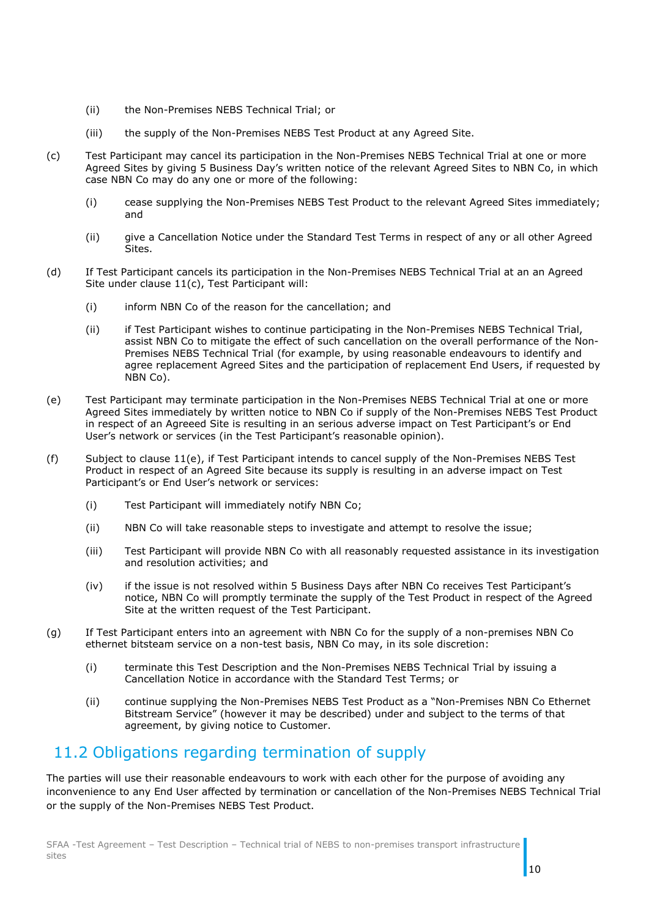(ii) the Non-Premises NEBS Technical Trial; or

(iii) the supply of the Non-Premises NEBS Test Product at any Agreed Site.

(c) Test Participant may cancel its participation in the Non-Premises NEBS Technical Trial at one or more Agreed Sites by giving 5 Business Day's written notice of the relevant Agreed Sites to NBN Co, in which case NBN Co may do any one or more of the following:

(i) cease supplying the Non-Premises NEBS Test Product to the relevant Agreed Sites immediately; and

(ii) give a Cancellation Notice under the Standard Test Terms in respect of any or all other Agreed Sites.

(d) If Test Participant cancels its participation in the Non-Premises NEBS Technical Trial at an an Agreed Site under clause 11(c), Test Participant will:

(i) inform NBN Co of the reason for the cancellation; and

(ii) if Test Participant wishes to continue participating in the Non-Premises NEBS Technical Trial, assist NBN Co to mitigate the effect of such cancellation on the overall performance of the Non-Premises NEBS Technical Trial (for example, by using reasonable endeavours to identify and agree replacement Agreed Sites and the participation of replacement End Users, if requested by NBN Co).

(e) Test Participant may terminate participation in the Non-Premises NEBS Technical Trial at one or more Agreed Sites immediately by written notice to NBN Co if supply of the Non-Premises NEBS Test Product in respect of an Agreeed Site is resulting in an serious adverse impact on Test Participant's or End User's network or services (in the Test Participant's reasonable opinion).

(f) Subject to clause 11(e), if Test Participant intends to cancel supply of the Non-Premises NEBS Test Product in respect of an Agreed Site because its supply is resulting in an adverse impact on Test Participant's or End User's network or services:

(i) Test Participant will immediately notify NBN Co;

(ii) NBN Co will take reasonable steps to investigate and attempt to resolve the issue;

(iii) Test Participant will provide NBN Co with all reasonably requested assistance in its investigation and resolution activities; and

(iv) if the issue is not resolved within 5 Business Days after NBN Co receives Test Participant's notice, NBN Co will promptly terminate the supply of the Test Product in respect of the Agreed Site at the written request of the Test Participant.

(g) If Test Participant enters into an agreement with NBN Co for the supply of a non-premises NBN Co ethernet bitsteam service on a non-test basis, NBN Co may, in its sole discretion:

(i) terminate this Test Description and the Non-Premises NEBS Technical Trial by issuing a Cancellation Notice in accordance with the Standard Test Terms; or

(ii) continue supplying the Non-Premises NEBS Test Product as a "Non-Premises NBN Co Ethernet Bitstream Service" (however it may be described) under and subject to the terms of that agreement, by giving notice to Customer.

## 11.2 Obligations regarding termination of supply

The parties will use their reasonable endeavours to work with each other for the purpose of avoiding any inconvenience to any End User affected by termination or cancellation of the Non-Premises NEBS Technical Trial or the supply of the Non-Premises NEBS Test Product.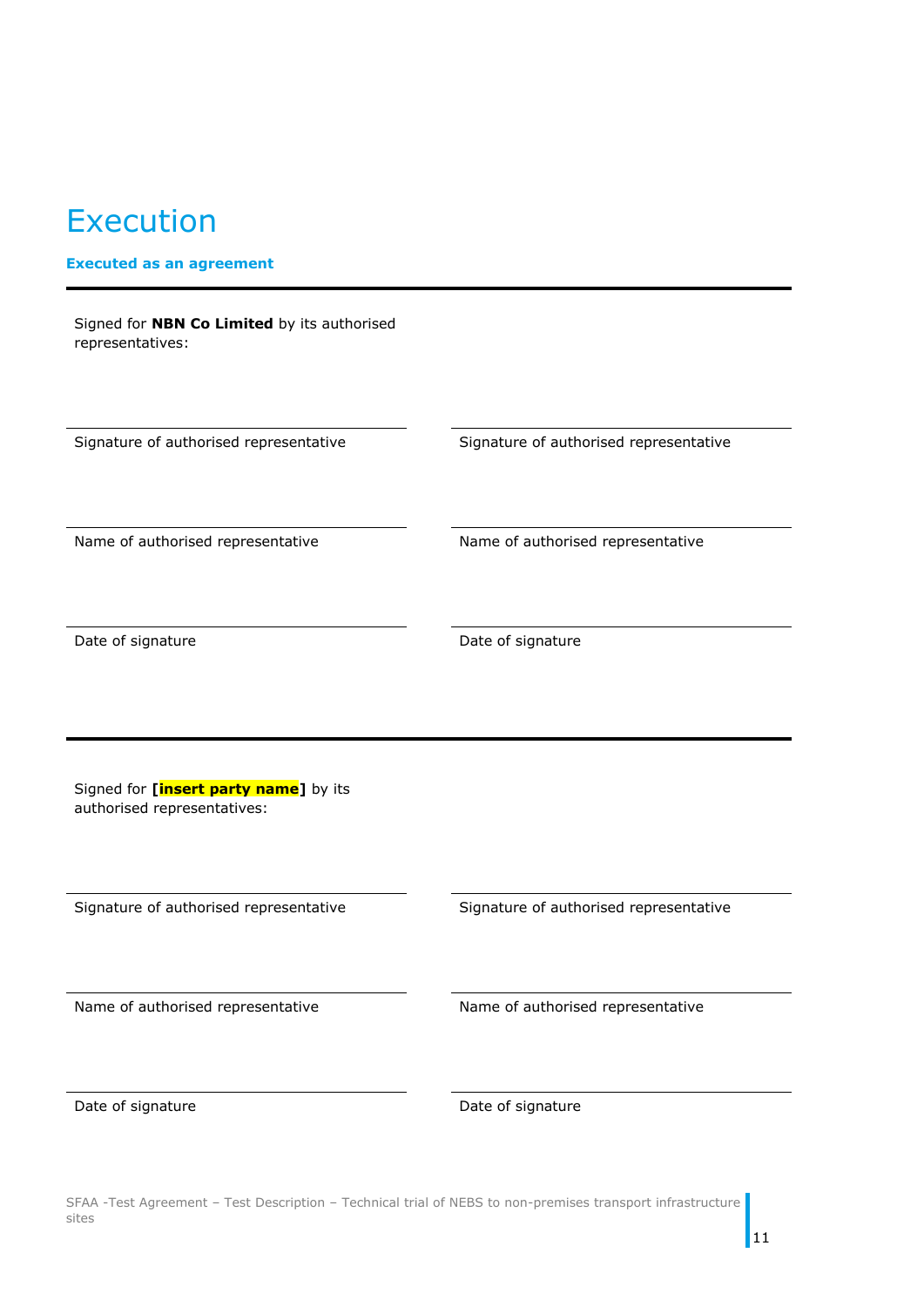# Execution

**Executed as an agreement**

Signed for **NBN Co Limited** by its authorised representatives:

| | |
|---|---|
| Signature of authorised representative | Signature of authorised representative |
| Name of authorised representative | Name of authorised representative |
| Date of signature | Date of signature |

Signed for **[insert party name]** by its authorised representatives:

| | |
|---|---|
| Signature of authorised representative | Signature of authorised representative |
| Name of authorised representative | Name of authorised representative |
| Date of signature | Date of signature |